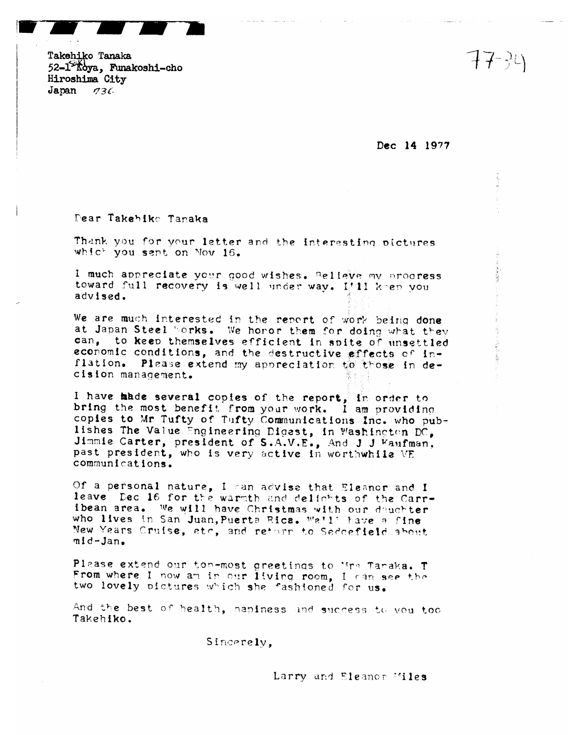Takehiko Tanaka
52-1 Koya, Funakoshi-cho
Hiroshima City
Japan 736

77-34

Dec 14 1977

Dear Takehiko Tanaka

Thank you for your letter and the interesting pictures which you sent on Nov 16.

I much appreciate your good wishes. Believe my progress toward full recovery is well under way. I'll keep you advised.

We are much interested in the report of work being done at Japan Steel Works. We honor them for doing what they can, to keep themselves efficient in spite of unsettled economic conditions, and the destructive effects of inflation. Please extend my appreciation to those in decision management.

I have made several copies of the report, in order to bring the most benefit from your work. I am providing copies to Mr Tufty of Tufty Communications Inc. who publishes The Value Engineering Digest, in Washington DC, Jimmie Carter, president of S.A.V.E., And J J Kaufman, past president, who is very active in worthwhile VE communications.

Of a personal nature, I can advise that Eleanor and I leave Dec 16 for the warmth and delights of the Carribean area. We will have Christmas with our daughter who lives in San Juan, Puerta Rica. We'll have a fine New Years Cruise, etc, and return to Sedgefield about mid-Jan.

Please extend our top-most greetings to Mrs Tanaka. T From where I now am in our living room, I can see the two lovely pictures which she fashioned for us.

And the best of health, hapiness and success to you too Takehiko.

Sincerely,

Larry and Eleanor Miles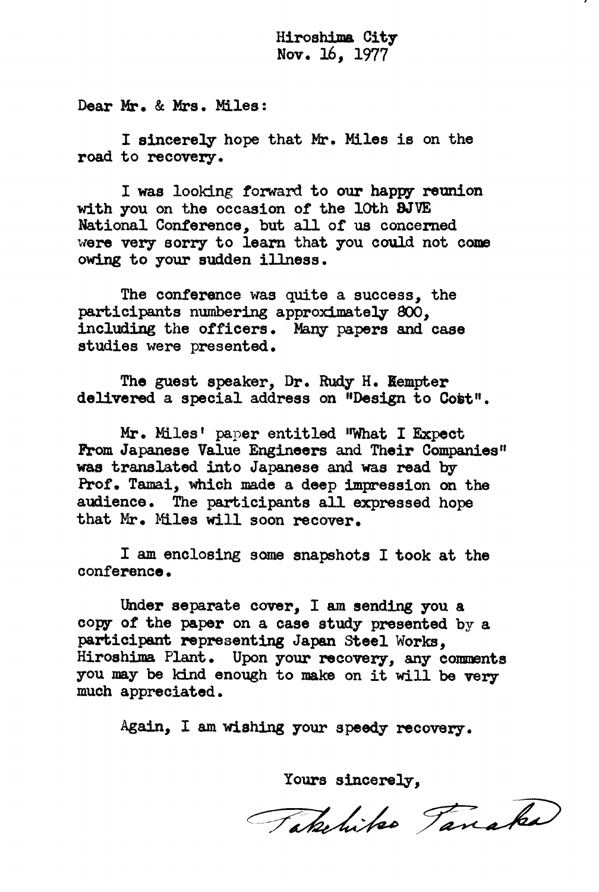Hiroshima City
Nov. 16, 1977

Dear Mr. & Mrs. Miles:

I sincerely hope that Mr. Miles is on the road to recovery.

I was looking forward to our happy reunion with you on the occasion of the 10th SJVE National Conference, but all of us concerned were very sorry to learn that you could not come owing to your sudden illness.

The conference was quite a success, the participants numbering approximately 800, including the officers. Many papers and case studies were presented.

The guest speaker, Dr. Rudy H. Kempter delivered a special address on "Design to Cost".

Mr. Miles' paper entitled "What I Expect From Japanese Value Engineers and Their Companies" was translated into Japanese and was read by Prof. Tamai, which made a deep impression on the audience. The participants all expressed hope that Mr. Miles will soon recover.

I am enclosing some snapshots I took at the conference.

Under separate cover, I am sending you a copy of the paper on a case study presented by a participant representing Japan Steel Works, Hiroshima Plant. Upon your recovery, any comments you may be kind enough to make on it will be very much appreciated.

Again, I am wishing your speedy recovery.

Yours sincerely,

Takehiko Tanaka